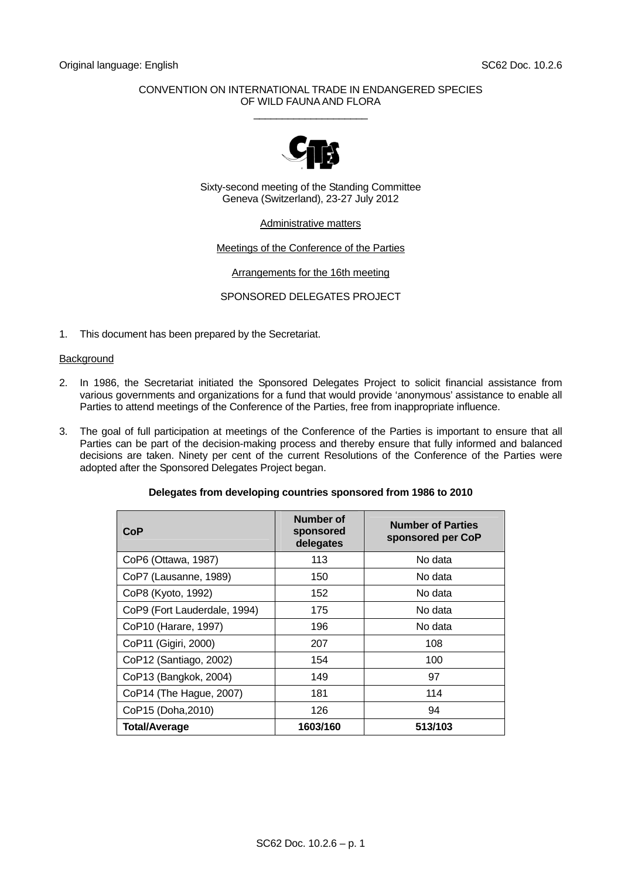Original language: English SC62 Doc. 10.2.6

CONVENTION ON INTERNATIONAL TRADE IN ENDANGERED SPECIES
OF WILD FAUNA AND FLORA

\_\_\_\_\_\_\_\_\_\_\_\_\_\_\_\_\_\_\_\_

Sixty-second meeting of the Standing Committee
Geneva (Switzerland), 23-27 July 2012

Administrative matters

Meetings of the Conference of the Parties

Arrangements for the 16th meeting

SPONSORED DELEGATES PROJECT

1. This document has been prepared by the Secretariat.

Background

2. In 1986, the Secretariat initiated the Sponsored Delegates Project to solicit financial assistance from various governments and organizations for a fund that would provide 'anonymous' assistance to enable all Parties to attend meetings of the Conference of the Parties, free from inappropriate influence.

3. The goal of full participation at meetings of the Conference of the Parties is important to ensure that all Parties can be part of the decision-making process and thereby ensure that fully informed and balanced decisions are taken. Ninety per cent of the current Resolutions of the Conference of the Parties were adopted after the Sponsored Delegates Project began.

**Delegates from developing countries sponsored from 1986 to 2010**

| CoP | Number of sponsored delegates | Number of Parties sponsored per CoP |
|---|---|---|
| CoP6 (Ottawa, 1987) | 113 | No data |
| CoP7 (Lausanne, 1989) | 150 | No data |
| CoP8 (Kyoto, 1992) | 152 | No data |
| CoP9 (Fort Lauderdale, 1994) | 175 | No data |
| CoP10 (Harare, 1997) | 196 | No data |
| CoP11 (Gigiri, 2000) | 207 | 108 |
| CoP12 (Santiago, 2002) | 154 | 100 |
| CoP13 (Bangkok, 2004) | 149 | 97 |
| CoP14 (The Hague, 2007) | 181 | 114 |
| CoP15 (Doha,2010) | 126 | 94 |
| **Total/Average** | **1603/160** | **513/103** |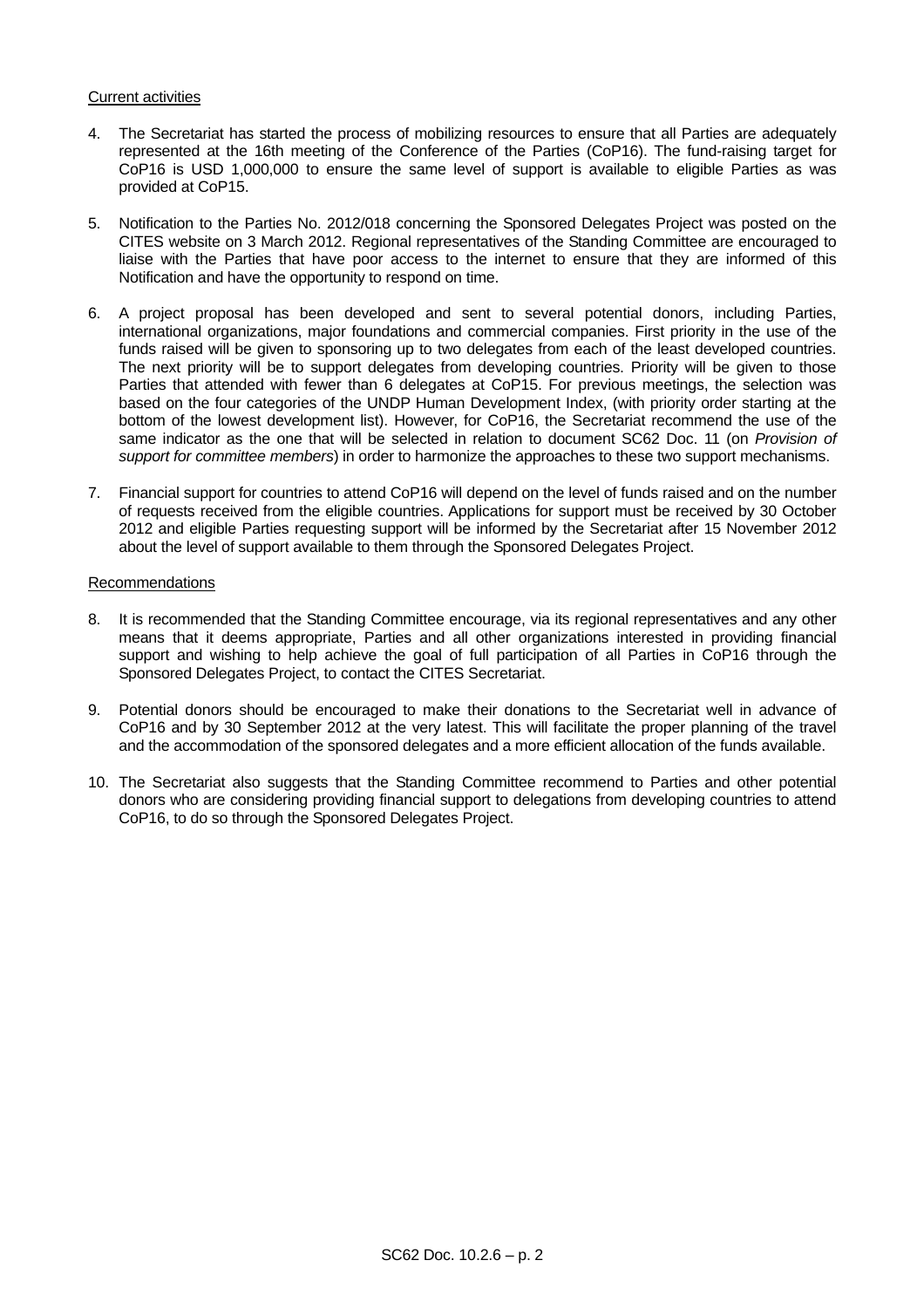Current activities

4. The Secretariat has started the process of mobilizing resources to ensure that all Parties are adequately represented at the 16th meeting of the Conference of the Parties (CoP16). The fund-raising target for CoP16 is USD 1,000,000 to ensure the same level of support is available to eligible Parties as was provided at CoP15.

5. Notification to the Parties No. 2012/018 concerning the Sponsored Delegates Project was posted on the CITES website on 3 March 2012. Regional representatives of the Standing Committee are encouraged to liaise with the Parties that have poor access to the internet to ensure that they are informed of this Notification and have the opportunity to respond on time.

6. A project proposal has been developed and sent to several potential donors, including Parties, international organizations, major foundations and commercial companies. First priority in the use of the funds raised will be given to sponsoring up to two delegates from each of the least developed countries. The next priority will be to support delegates from developing countries. Priority will be given to those Parties that attended with fewer than 6 delegates at CoP15. For previous meetings, the selection was based on the four categories of the UNDP Human Development Index, (with priority order starting at the bottom of the lowest development list). However, for CoP16, the Secretariat recommend the use of the same indicator as the one that will be selected in relation to document SC62 Doc. 11 (on *Provision of support for committee members*) in order to harmonize the approaches to these two support mechanisms.

7. Financial support for countries to attend CoP16 will depend on the level of funds raised and on the number of requests received from the eligible countries. Applications for support must be received by 30 October 2012 and eligible Parties requesting support will be informed by the Secretariat after 15 November 2012 about the level of support available to them through the Sponsored Delegates Project.

Recommendations

8. It is recommended that the Standing Committee encourage, via its regional representatives and any other means that it deems appropriate, Parties and all other organizations interested in providing financial support and wishing to help achieve the goal of full participation of all Parties in CoP16 through the Sponsored Delegates Project, to contact the CITES Secretariat.

9. Potential donors should be encouraged to make their donations to the Secretariat well in advance of CoP16 and by 30 September 2012 at the very latest. This will facilitate the proper planning of the travel and the accommodation of the sponsored delegates and a more efficient allocation of the funds available.

10. The Secretariat also suggests that the Standing Committee recommend to Parties and other potential donors who are considering providing financial support to delegations from developing countries to attend CoP16, to do so through the Sponsored Delegates Project.